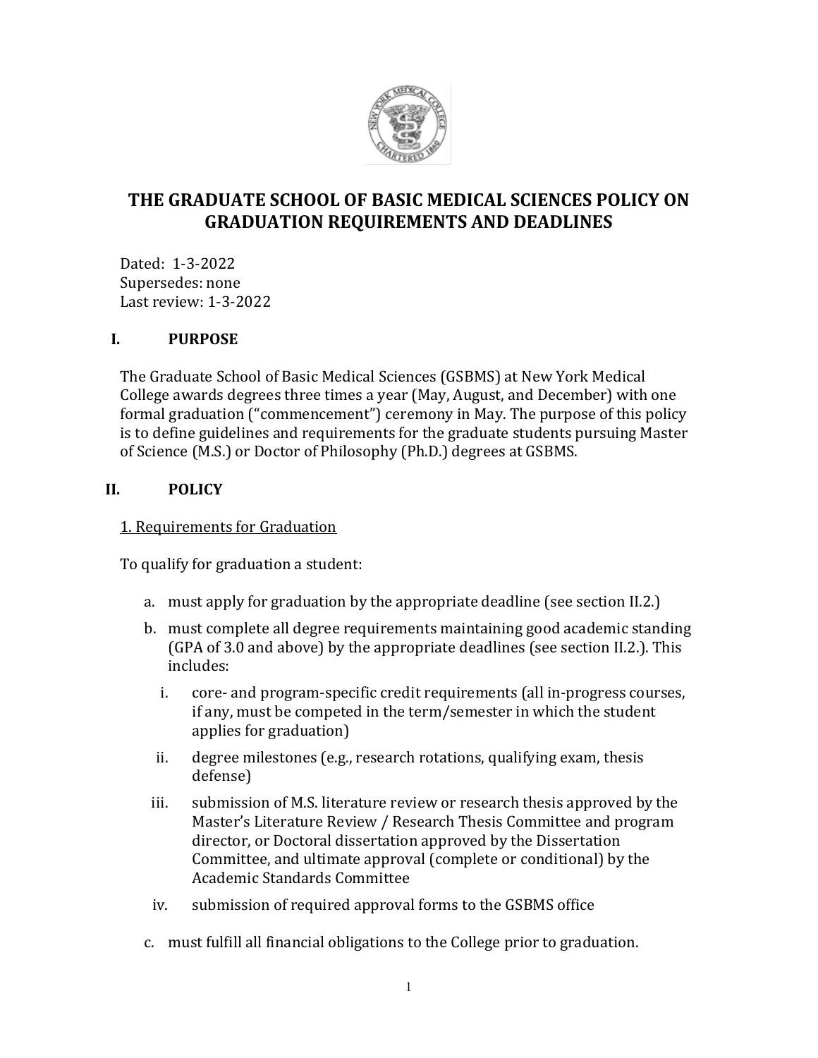# THE GRADUATE SCHOOL OF BASIC MEDICAL SCIENCES POLICY ON GRADUATION REQUIREMENTS AND DEADLINES

Dated: 1-3-2022
Supersedes: none
Last review: 1-3-2022

## I. PURPOSE

The Graduate School of Basic Medical Sciences (GSBMS) at New York Medical College awards degrees three times a year (May, August, and December) with one formal graduation ("commencement") ceremony in May. The purpose of this policy is to define guidelines and requirements for the graduate students pursuing Master of Science (M.S.) or Doctor of Philosophy (Ph.D.) degrees at GSBMS.

## II. POLICY

### 1. Requirements for Graduation

To qualify for graduation a student:

a. must apply for graduation by the appropriate deadline (see section II.2.)

b. must complete all degree requirements maintaining good academic standing (GPA of 3.0 and above) by the appropriate deadlines (see section II.2.). This includes:

   i. core- and program-specific credit requirements (all in-progress courses, if any, must be competed in the term/semester in which the student applies for graduation)

   ii. degree milestones (e.g., research rotations, qualifying exam, thesis defense)

   iii. submission of M.S. literature review or research thesis approved by the Master's Literature Review / Research Thesis Committee and program director, or Doctoral dissertation approved by the Dissertation Committee, and ultimate approval (complete or conditional) by the Academic Standards Committee

   iv. submission of required approval forms to the GSBMS office

c. must fulfill all financial obligations to the College prior to graduation.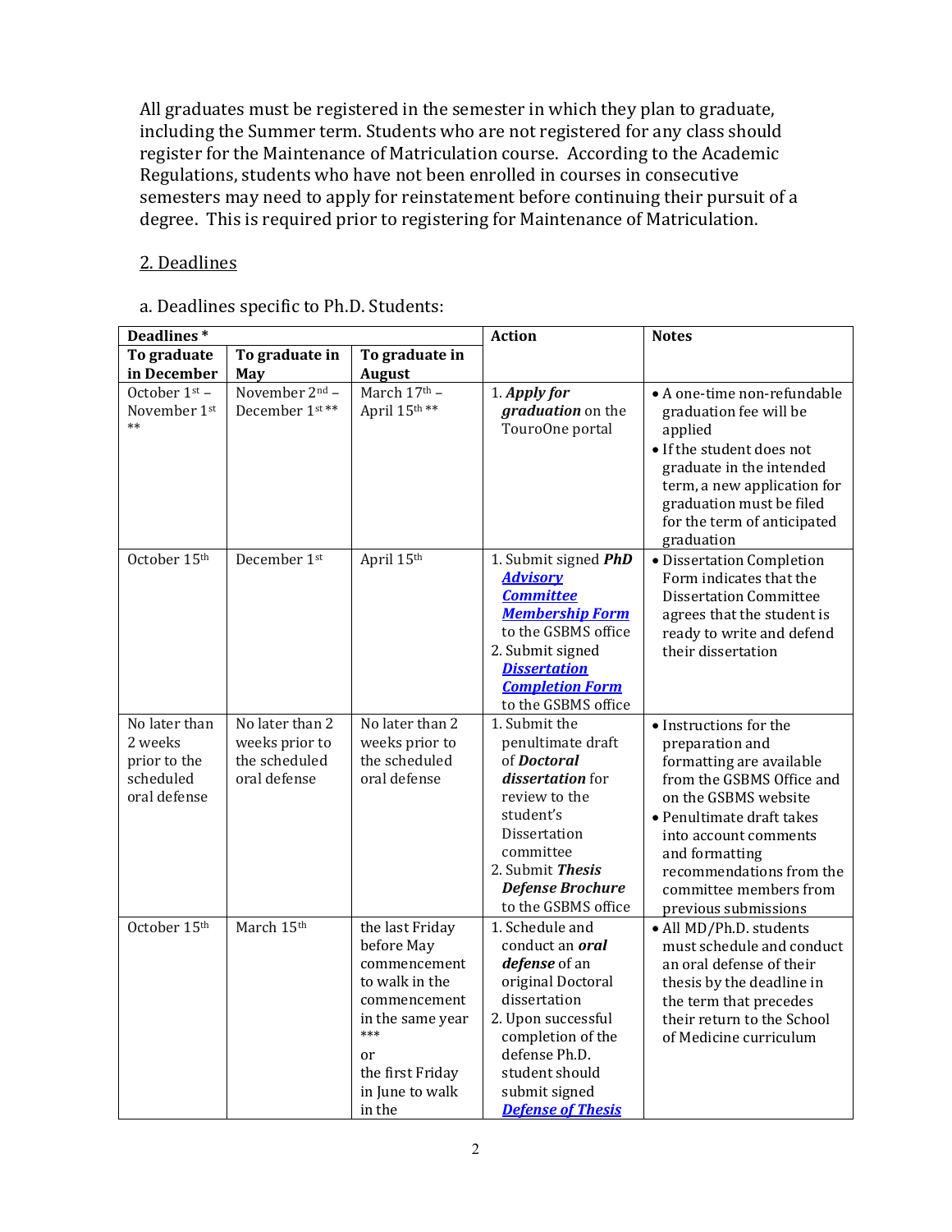All graduates must be registered in the semester in which they plan to graduate, including the Summer term. Students who are not registered for any class should register for the Maintenance of Matriculation course. According to the Academic Regulations, students who have not been enrolled in courses in consecutive semesters may need to apply for reinstatement before continuing their pursuit of a degree. This is required prior to registering for Maintenance of Matriculation.

## 2. Deadlines

a. Deadlines specific to Ph.D. Students:

| **Deadlines \*** | | | **Action** | **Notes** |
|---|---|---|---|---|
| **To graduate in December** | **To graduate in May** | **To graduate in August** | | |
| October 1st – November 1st ** | November 2nd – December 1st ** | March 17th – April 15th ** | 1. ***Apply for graduation*** on the TouroOne portal | • A one-time non-refundable graduation fee will be applied<br>• If the student does not graduate in the intended term, a new application for graduation must be filed for the term of anticipated graduation |
| October 15th | December 1st | April 15th | 1. Submit signed ***PhD Advisory Committee Membership Form*** to the GSBMS office<br>2. Submit signed ***Dissertation Completion Form*** to the GSBMS office | • Dissertation Completion Form indicates that the Dissertation Committee agrees that the student is ready to write and defend their dissertation |
| No later than 2 weeks prior to the scheduled oral defense | No later than 2 weeks prior to the scheduled oral defense | No later than 2 weeks prior to the scheduled oral defense | 1. Submit the penultimate draft of ***Doctoral dissertation*** for review to the student's Dissertation committee<br>2. Submit ***Thesis Defense Brochure*** to the GSBMS office | • Instructions for the preparation and formatting are available from the GSBMS Office and on the GSBMS website<br>• Penultimate draft takes into account comments and formatting recommendations from the committee members from previous submissions |
| October 15th | March 15th | the last Friday before May commencement to walk in the commencement in the same year \*\*\*<br>or<br>the first Friday in June to walk in the | 1. Schedule and conduct an ***oral defense*** of an original Doctoral dissertation<br>2. Upon successful completion of the defense Ph.D. student should submit signed ***Defense of Thesis*** | • All MD/Ph.D. students must schedule and conduct an oral defense of their thesis by the deadline in the term that precedes their return to the School of Medicine curriculum |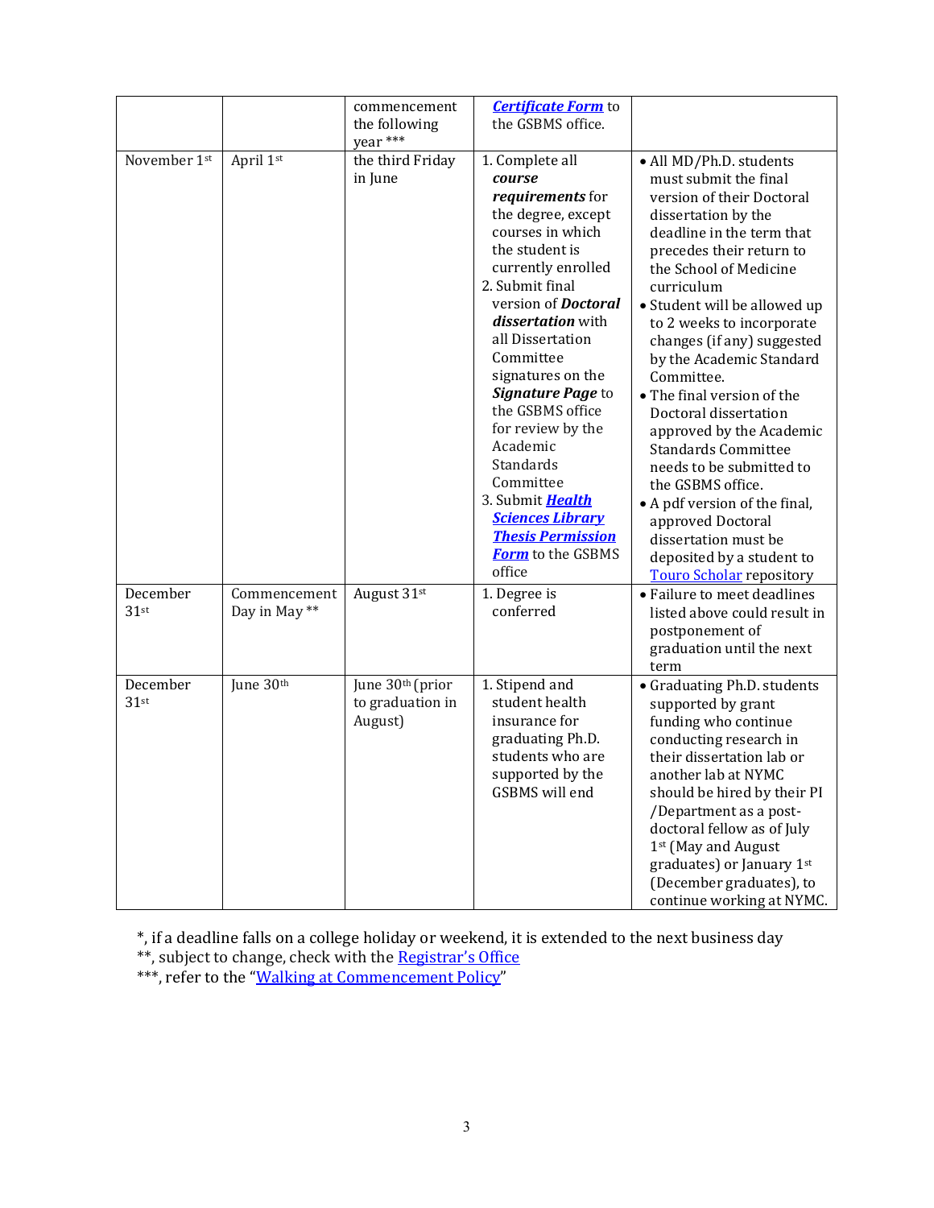| | | | | |
|---|---|---|---|---|
| | | commencement the following year *** | ***Certificate Form*** to the GSBMS office. | |
| November 1st | April 1st | the third Friday in June | 1. Complete all ***course requirements*** for the degree, except courses in which the student is currently enrolled<br>2. Submit final version of ***Doctoral dissertation*** with all Dissertation Committee signatures on the ***Signature Page*** to the GSBMS office for review by the Academic Standards Committee<br>3. Submit ***Health Sciences Library Thesis Permission Form*** to the GSBMS office | • All MD/Ph.D. students must submit the final version of their Doctoral dissertation by the deadline in the term that precedes their return to the School of Medicine curriculum<br>• Student will be allowed up to 2 weeks to incorporate changes (if any) suggested by the Academic Standard Committee.<br>• The final version of the Doctoral dissertation approved by the Academic Standards Committee needs to be submitted to the GSBMS office.<br>• A pdf version of the final, approved Doctoral dissertation must be deposited by a student to Touro Scholar repository |
| December 31st | Commencement Day in May ** | August 31st | 1. Degree is conferred | • Failure to meet deadlines listed above could result in postponement of graduation until the next term |
| December 31st | June 30th | June 30th (prior to graduation in August) | 1. Stipend and student health insurance for graduating Ph.D. students who are supported by the GSBMS will end | • Graduating Ph.D. students supported by grant funding who continue conducting research in their dissertation lab or another lab at NYMC should be hired by their PI /Department as a post-doctoral fellow as of July 1st (May and August graduates) or January 1st (December graduates), to continue working at NYMC. |

*, if a deadline falls on a college holiday or weekend, it is extended to the next business day
**, subject to change, check with the Registrar's Office
***, refer to the "Walking at Commencement Policy"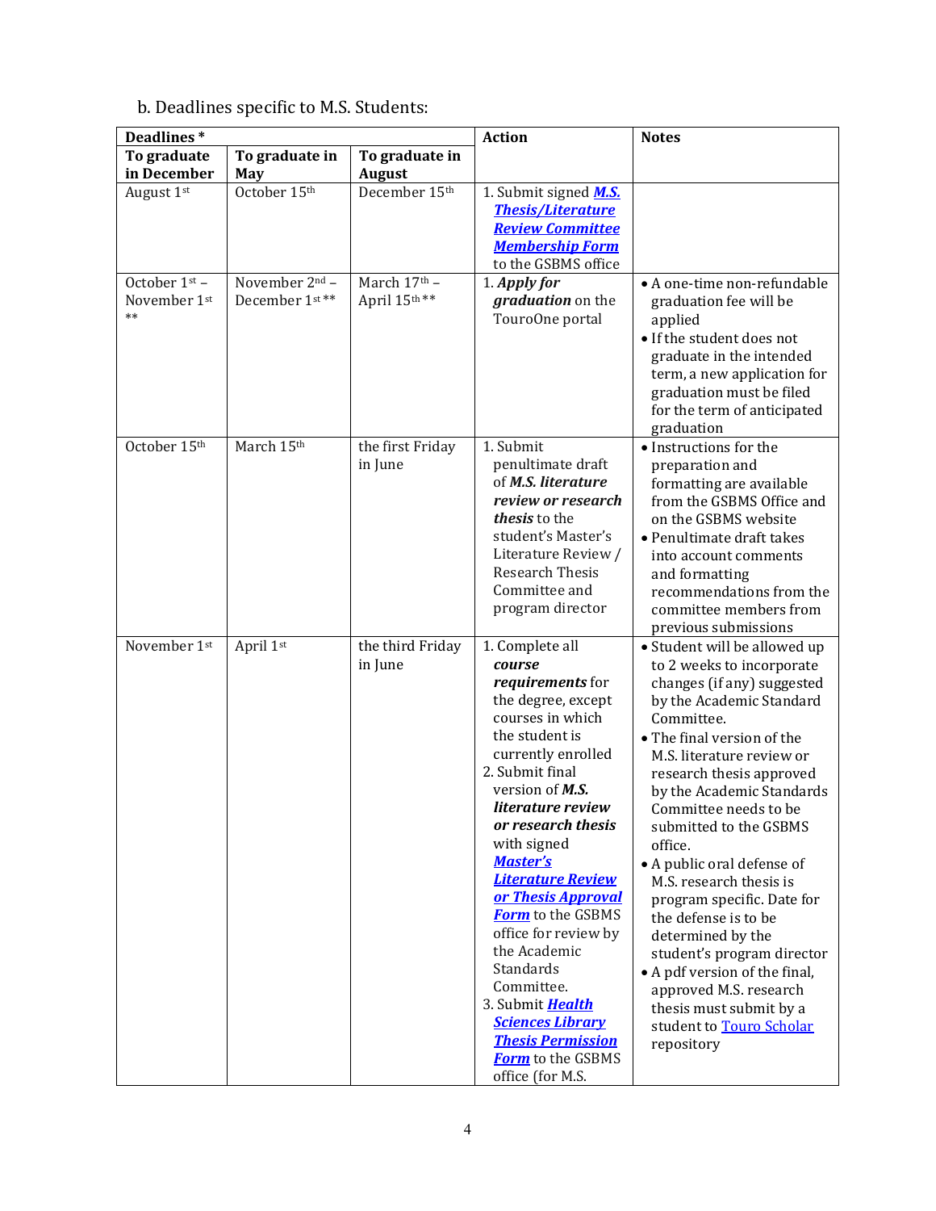b. Deadlines specific to M.S. Students:

| Deadlines * | | | Action | Notes |
|---|---|---|---|---|
| To graduate in December | To graduate in May | To graduate in August | | |
| August 1st | October 15th | December 15th | 1. Submit signed ***M.S. Thesis/Literature Review Committee Membership Form*** to the GSBMS office | |
| October 1st – November 1st ** | November 2nd – December 1st ** | March 17th – April 15th ** | 1. ***Apply for graduation*** on the TouroOne portal | • A one-time non-refundable graduation fee will be applied<br>• If the student does not graduate in the intended term, a new application for graduation must be filed for the term of anticipated graduation |
| October 15th | March 15th | the first Friday in June | 1. Submit penultimate draft of ***M.S. literature review or research thesis*** to the student's Master's Literature Review / Research Thesis Committee and program director | • Instructions for the preparation and formatting are available from the GSBMS Office and on the GSBMS website<br>• Penultimate draft takes into account comments and formatting recommendations from the committee members from previous submissions |
| November 1st | April 1st | the third Friday in June | 1. Complete all ***course requirements*** for the degree, except courses in which the student is currently enrolled<br>2. Submit final version of ***M.S. literature review or research thesis*** with signed ***Master's Literature Review or Thesis Approval Form*** to the GSBMS office for review by the Academic Standards Committee.<br>3. Submit ***Health Sciences Library Thesis Permission Form*** to the GSBMS office (for M.S. | • Student will be allowed up to 2 weeks to incorporate changes (if any) suggested by the Academic Standard Committee.<br>• The final version of the M.S. literature review or research thesis approved by the Academic Standards Committee needs to be submitted to the GSBMS office.<br>• A public oral defense of M.S. research thesis is program specific. Date for the defense is to be determined by the student's program director<br>• A pdf version of the final, approved M.S. research thesis must submit by a student to Touro Scholar repository |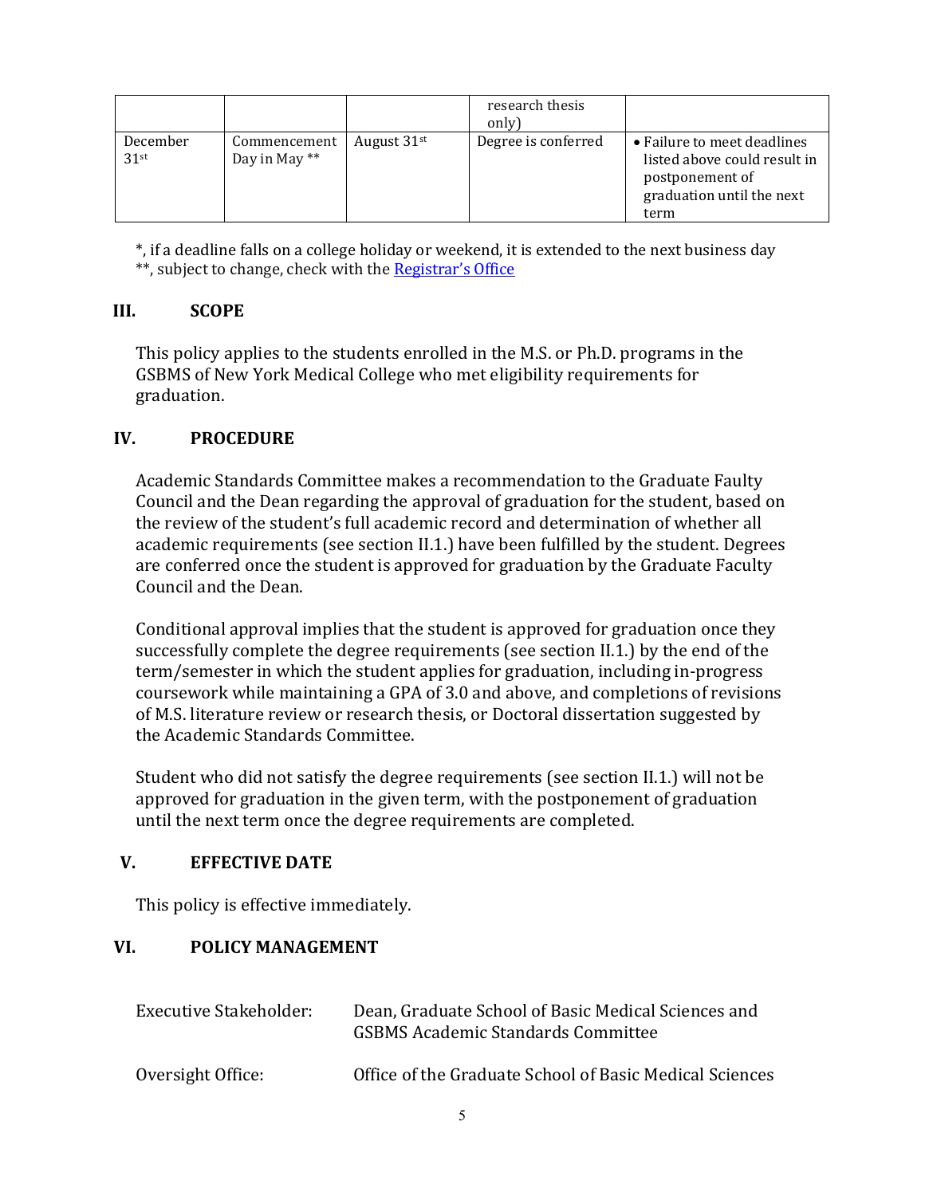| | | | | |
|---|---|---|---|---|
| | | | research thesis only) | |
| December 31st | Commencement Day in May ** | August 31st | Degree is conferred | • Failure to meet deadlines listed above could result in postponement of graduation until the next term |

*, if a deadline falls on a college holiday or weekend, it is extended to the next business day
**, subject to change, check with the [Registrar's Office]

## III. SCOPE

This policy applies to the students enrolled in the M.S. or Ph.D. programs in the GSBMS of New York Medical College who met eligibility requirements for graduation.

## IV. PROCEDURE

Academic Standards Committee makes a recommendation to the Graduate Faulty Council and the Dean regarding the approval of graduation for the student, based on the review of the student's full academic record and determination of whether all academic requirements (see section II.1.) have been fulfilled by the student. Degrees are conferred once the student is approved for graduation by the Graduate Faculty Council and the Dean.

Conditional approval implies that the student is approved for graduation once they successfully complete the degree requirements (see section II.1.) by the end of the term/semester in which the student applies for graduation, including in-progress coursework while maintaining a GPA of 3.0 and above, and completions of revisions of M.S. literature review or research thesis, or Doctoral dissertation suggested by the Academic Standards Committee.

Student who did not satisfy the degree requirements (see section II.1.) will not be approved for graduation in the given term, with the postponement of graduation until the next term once the degree requirements are completed.

## V. EFFECTIVE DATE

This policy is effective immediately.

## VI. POLICY MANAGEMENT

| | |
|---|---|
| Executive Stakeholder: | Dean, Graduate School of Basic Medical Sciences and GSBMS Academic Standards Committee |
| Oversight Office: | Office of the Graduate School of Basic Medical Sciences |